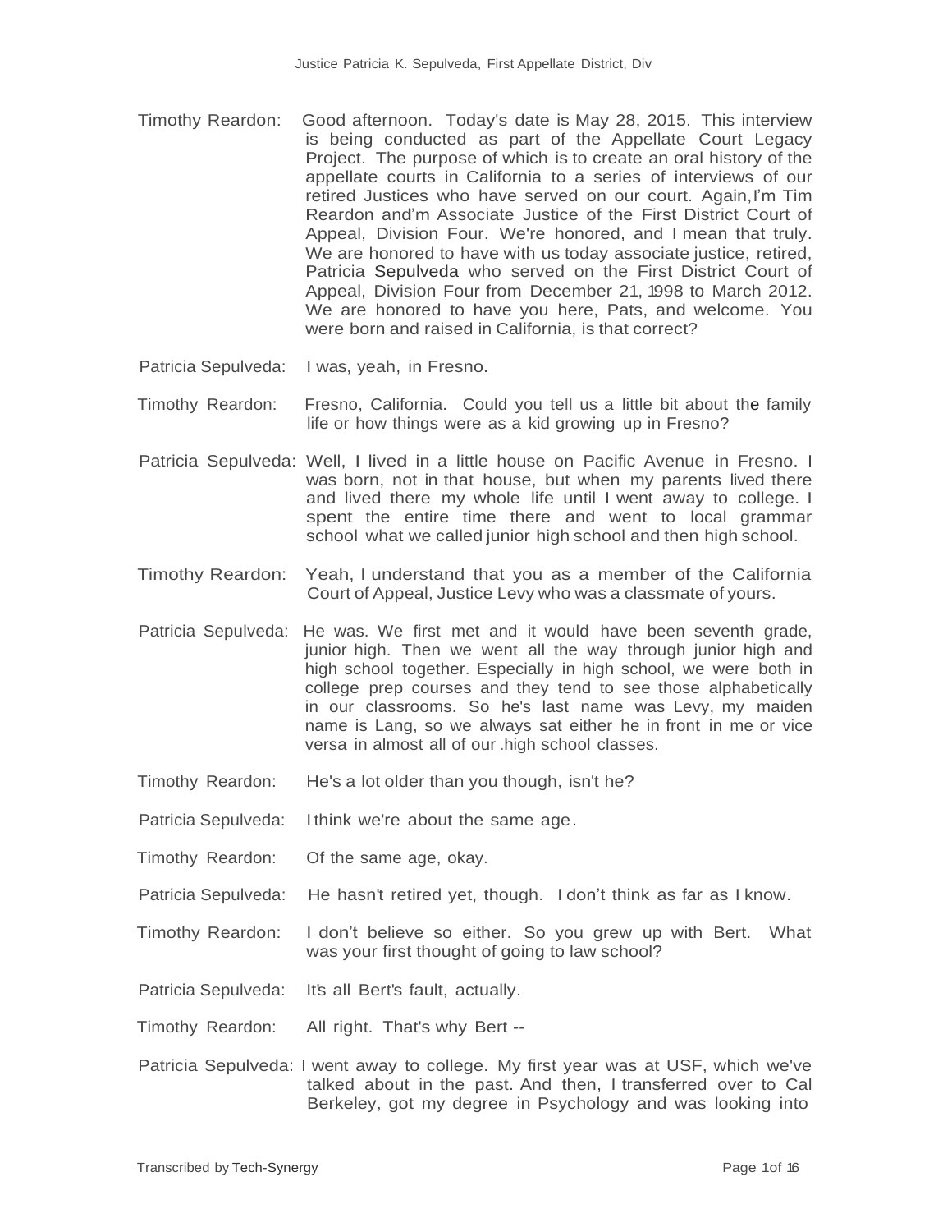Timothy Reardon: Good afternoon. Today's date is May 28, 2015. This interview is being conducted as part of the Appellate Court Legacy Project. The purpose of which is to create an oral history of the appellate courts in California to a series of interviews of our retired Justices who have served on our court. Again,I'm Tim Reardon and'm Associate Justice of the First District Court of Appeal, Division Four. We're honored, and I mean that truly. We are honored to have with us today associate justice, retired, Patricia Sepulveda who served on the First District Court of Appeal, Division Four from December 21, 1998 to March 2012. We are honored to have you here, Pats, and welcome. You were born and raised in California, is that correct?

Patricia Sepulveda: I was, yeah, in Fresno.

Timothy Reardon: Fresno, California. Could you tell us a little bit about the family life or how things were as a kid growing up in Fresno?

Patricia Sepulveda: Well, I lived in a little house on Pacific Avenue in Fresno. I was born, not in that house, but when my parents lived there and lived there my whole life until I went away to college. I spent the entire time there and went to local grammar school what we called junior high school and then high school.

Timothy Reardon: Yeah, I understand that you as a member of the California Court of Appeal, Justice Levy who was a classmate of yours.

Patricia Sepulveda: He was. We first met and it would have been seventh grade, junior high. Then we went all the way through junior high and high school together. Especially in high school, we were both in college prep courses and they tend to see those alphabetically in our classrooms. So he's last name was Levy, my maiden name is Lang, so we always sat either he in front in me or vice versa in almost all of our .high school classes.

Timothy Reardon: He's a lot older than you though, isn't he?

Patricia Sepulveda: I think we're about the same age.

Timothy Reardon: Of the same age, okay.

Patricia Sepulveda: He hasn't retired yet, though. I don't think as far as I know.

Timothy Reardon: I don't believe so either. So you grew up with Bert. What was your first thought of going to law school?

Patricia Sepulveda: It's all Bert's fault, actually.

Timothy Reardon: All right. That's why Bert --

Patricia Sepulveda: I went away to college. My first year was at USF, which we've talked about in the past. And then, I transferred over to Cal Berkeley, got my degree in Psychology and was looking into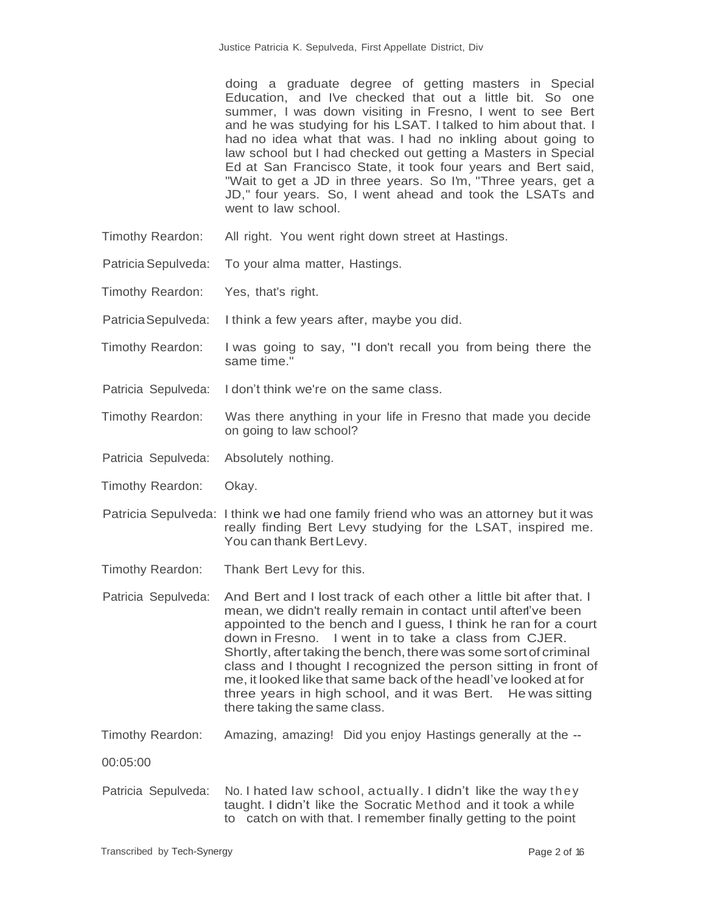doing a graduate degree of getting masters in Special Education, and IVe checked that out a little bit. So one summer, I was down visiting in Fresno, I went to see Bert and he was studying for his LSAT. I talked to him about that. I had no idea what that was. I had no inkling about going to law school but I had checked out getting a Masters in Special Ed at San Francisco State, it took four years and Bert said, "Wait to get a JD in three years. So I'm, "Three years, get a JD," four years. So, I went ahead and took the LSATs and went to law school.

Timothy Reardon: All right. You went right down street at Hastings.

Patricia Sepulveda: To your alma matter, Hastings.

Timothy Reardon: Yes, that's right.

Patricia Sepulveda: I think a few years after, maybe you did.

Timothy Reardon: I was going to say, "I don't recall you from being there the same time."

Patricia Sepulveda: I don't think we're on the same class.

Timothy Reardon: Was there anything in your life in Fresno that made you decide on going to law school?

Patricia Sepulveda: Absolutely nothing.

Timothy Reardon: Okay.

Patricia Sepulveda: I think we had one family friend who was an attorney but it was really finding Bert Levy studying for the LSAT, inspired me. You can thank Bert Levy.

Timothy Reardon: Thank Bert Levy for this.

Patricia Sepulveda: And Bert and I lost track of each other a little bit after that. I mean, we didn't really remain in contact until afterI've been appointed to the bench and I guess, I think he ran for a court down in Fresno. I went in to take a class from CJER. Shortly, after taking the bench, there was some sort of criminal class and I thought I recognized the person sitting in front of me, it looked like that same back of the headI've looked at for three years in high school, and it was Bert. He was sitting there taking the same class.

Timothy Reardon: Amazing, amazing! Did you enjoy Hastings generally at the --

00:05:00

Patricia Sepulveda: No. I hated law school, actually. I didn't like the way they taught. I didn't like the Socratic Method and it took a while to catch on with that. I remember finally getting to the point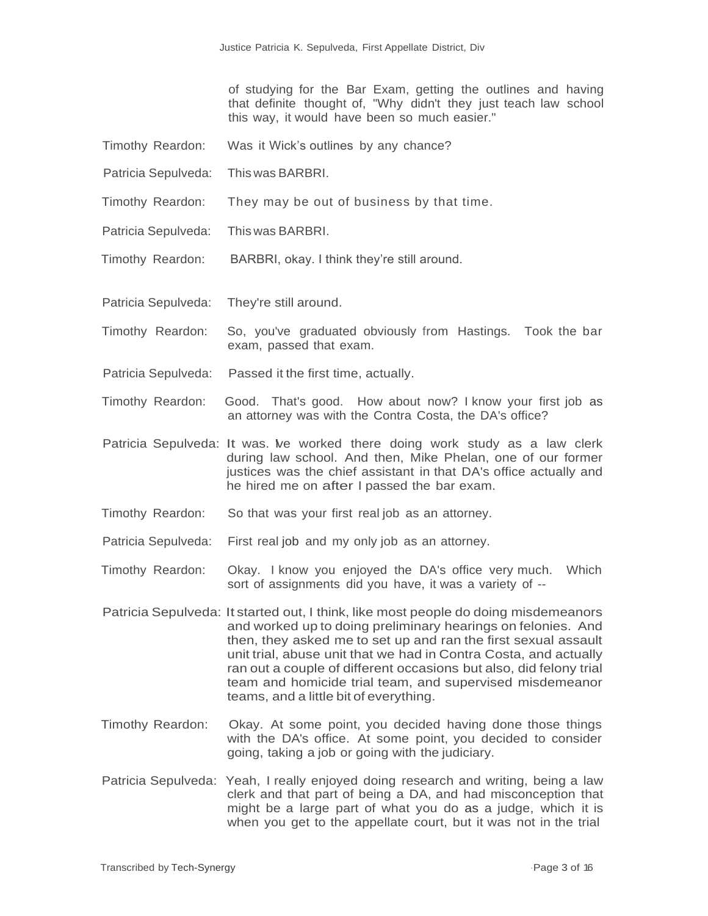of studying for the Bar Exam, getting the outlines and having that definite thought of, "Why didn't they just teach law school this way, it would have been so much easier."

Timothy Reardon: Was it Wick's outlines by any chance?

Patricia Sepulveda: This was BARBRI.

Timothy Reardon: They may be out of business by that time.

Patricia Sepulveda: This was BARBRI.

Timothy Reardon: BARBRI, okay. I think they're still around.

Patricia Sepulveda: They're still around.

Timothy Reardon: So, you've graduated obviously from Hastings. Took the bar exam, passed that exam.

Patricia Sepulveda: Passed it the first time, actually.

Timothy Reardon: Good. That's good. How about now? I know your first job as an attorney was with the Contra Costa, the DA's office?

Patricia Sepulveda: It was. I've worked there doing work study as a law clerk during law school. And then, Mike Phelan, one of our former justices was the chief assistant in that DA's office actually and he hired me on after I passed the bar exam.

Timothy Reardon: So that was your first real job as an attorney.

Patricia Sepulveda: First real job and my only job as an attorney.

Timothy Reardon: Okay. I know you enjoyed the DA's office very much. Which sort of assignments did you have, it was a variety of --

Patricia Sepulveda: It started out, I think, like most people do doing misdemeanors and worked up to doing preliminary hearings on felonies. And then, they asked me to set up and ran the first sexual assault unit trial, abuse unit that we had in Contra Costa, and actually ran out a couple of different occasions but also, did felony trial team and homicide trial team, and supervised misdemeanor teams, and a little bit of everything.

Timothy Reardon: Okay. At some point, you decided having done those things with the DA's office. At some point, you decided to consider going, taking a job or going with the judiciary.

Patricia Sepulveda: Yeah, I really enjoyed doing research and writing, being a law clerk and that part of being a DA, and had misconception that might be a large part of what you do as a judge, which it is when you get to the appellate court, but it was not in the trial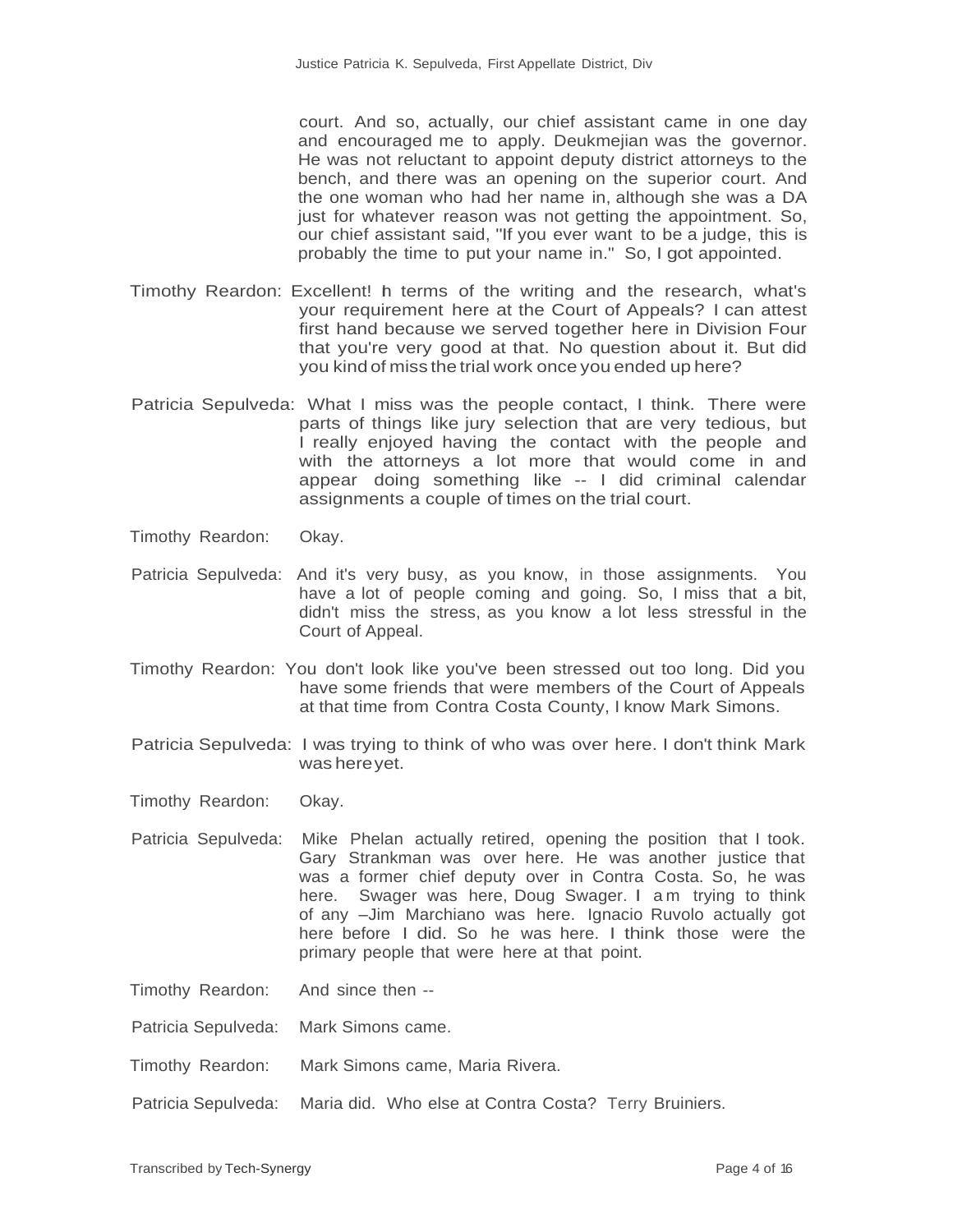court. And so, actually, our chief assistant came in one day and encouraged me to apply. Deukmejian was the governor. He was not reluctant to appoint deputy district attorneys to the bench, and there was an opening on the superior court. And the one woman who had her name in, although she was a DA just for whatever reason was not getting the appointment. So, our chief assistant said, "If you ever want to be a judge, this is probably the time to put your name in." So, I got appointed.

Timothy Reardon: Excellent! In terms of the writing and the research, what's your requirement here at the Court of Appeals? I can attest first hand because we served together here in Division Four that you're very good at that. No question about it. But did you kind of miss the trial work once you ended up here?

Patricia Sepulveda: What I miss was the people contact, I think. There were parts of things like jury selection that are very tedious, but I really enjoyed having the contact with the people and with the attorneys a lot more that would come in and appear doing something like -- I did criminal calendar assignments a couple of times on the trial court.

Timothy Reardon: Okay.

Patricia Sepulveda: And it's very busy, as you know, in those assignments. You have a lot of people coming and going. So, I miss that a bit, didn't miss the stress, as you know a lot less stressful in the Court of Appeal.

Timothy Reardon: You don't look like you've been stressed out too long. Did you have some friends that were members of the Court of Appeals at that time from Contra Costa County, I know Mark Simons.

Patricia Sepulveda: I was trying to think of who was over here. I don't think Mark was here yet.

Timothy Reardon: Okay.

Patricia Sepulveda: Mike Phelan actually retired, opening the position that I took. Gary Strankman was over here. He was another justice that was a former chief deputy over in Contra Costa. So, he was here. Swager was here, Doug Swager. I am trying to think of any –Jim Marchiano was here. Ignacio Ruvolo actually got here before I did. So he was here. I think those were the primary people that were here at that point.

Timothy Reardon: And since then --

Patricia Sepulveda: Mark Simons came.

Timothy Reardon: Mark Simons came, Maria Rivera.

Patricia Sepulveda: Maria did. Who else at Contra Costa? Terry Bruiniers.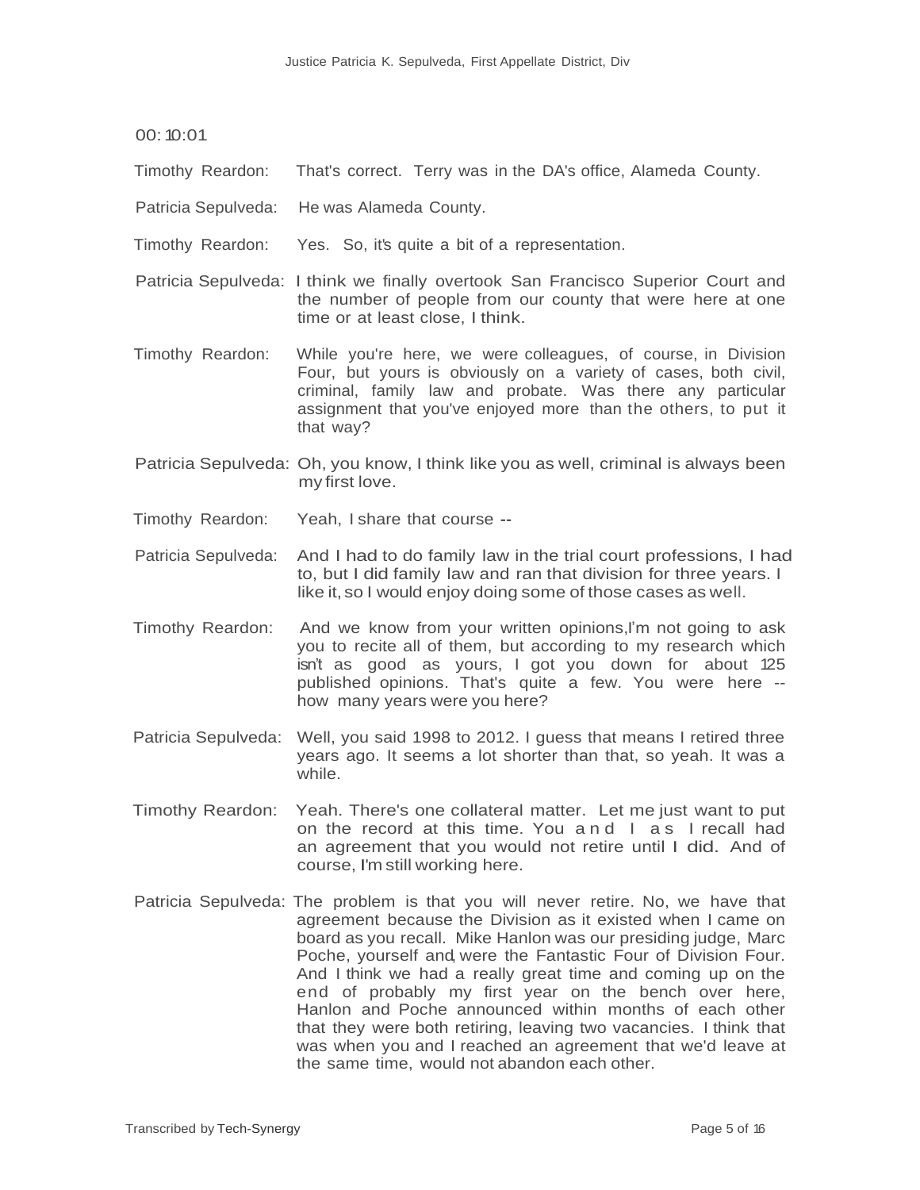00: 10:01

Timothy Reardon: That's correct. Terry was in the DA's office, Alameda County.

Patricia Sepulveda: He was Alameda County.

Timothy Reardon: Yes. So, it's quite a bit of a representation.

Patricia Sepulveda: I think we finally overtook San Francisco Superior Court and the number of people from our county that were here at one time or at least close, I think.

Timothy Reardon: While you're here, we were colleagues, of course, in Division Four, but yours is obviously on a variety of cases, both civil, criminal, family law and probate. Was there any particular assignment that you've enjoyed more than the others, to put it that way?

Patricia Sepulveda: Oh, you know, I think like you as well, criminal is always been my first love.

Timothy Reardon: Yeah, I share that course --

Patricia Sepulveda: And I had to do family law in the trial court professions, I had to, but I did family law and ran that division for three years. I like it, so I would enjoy doing some of those cases as well.

Timothy Reardon: And we know from your written opinions,I'm not going to ask you to recite all of them, but according to my research which isn't as good as yours, I got you down for about 125 published opinions. That's quite a few. You were here -- how many years were you here?

Patricia Sepulveda: Well, you said 1998 to 2012. I guess that means I retired three years ago. It seems a lot shorter than that, so yeah. It was a while.

Timothy Reardon: Yeah. There's one collateral matter. Let me just want to put on the record at this time. You and I as I recall had an agreement that you would not retire until I did. And of course, I'm still working here.

Patricia Sepulveda: The problem is that you will never retire. No, we have that agreement because the Division as it existed when I came on board as you recall. Mike Hanlon was our presiding judge, Marc Poche, yourself and, were the Fantastic Four of Division Four. And I think we had a really great time and coming up on the end of probably my first year on the bench over here, Hanlon and Poche announced within months of each other that they were both retiring, leaving two vacancies. I think that was when you and I reached an agreement that we'd leave at the same time, would not abandon each other.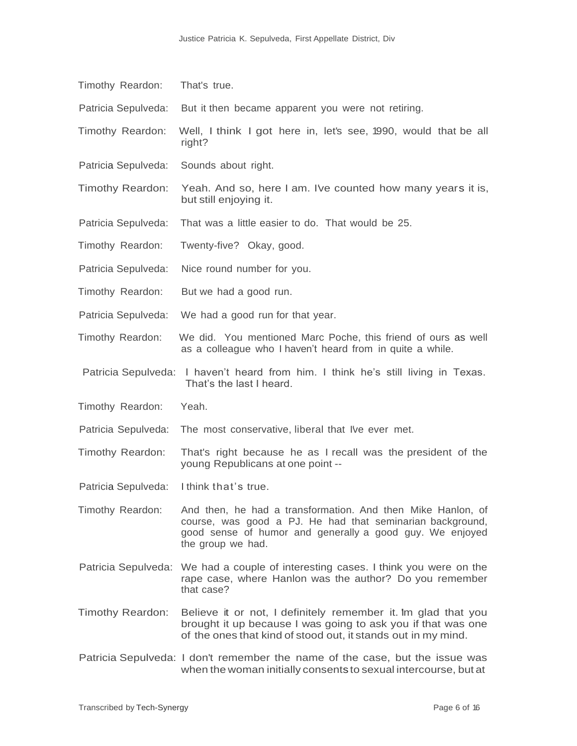Timothy Reardon: That's true.

Patricia Sepulveda: But it then became apparent you were not retiring.

Timothy Reardon: Well, I think I got here in, let's see, 1990, would that be all right?

Patricia Sepulveda: Sounds about right.

Timothy Reardon: Yeah. And so, here I am. Ive counted how many years it is, but still enjoying it.

Patricia Sepulveda: That was a little easier to do. That would be 25.

Timothy Reardon: Twenty-five? Okay, good.

Patricia Sepulveda: Nice round number for you.

Timothy Reardon: But we had a good run.

Patricia Sepulveda: We had a good run for that year.

Timothy Reardon: We did. You mentioned Marc Poche, this friend of ours as well as a colleague who I haven't heard from in quite a while.

Patricia Sepulveda: I haven't heard from him. I think he's still living in Texas. That's the last I heard.

Timothy Reardon: Yeah.

Patricia Sepulveda: The most conservative, liberal that Ive ever met.

Timothy Reardon: That's right because he as I recall was the president of the young Republicans at one point --

Patricia Sepulveda: I think that's true.

Timothy Reardon: And then, he had a transformation. And then Mike Hanlon, of course, was good a PJ. He had that seminarian background, good sense of humor and generally a good guy. We enjoyed the group we had.

Patricia Sepulveda: We had a couple of interesting cases. I think you were on the rape case, where Hanlon was the author? Do you remember that case?

Timothy Reardon: Believe it or not, I definitely remember it. Im glad that you brought it up because I was going to ask you if that was one of the ones that kind of stood out, it stands out in my mind.

Patricia Sepulveda: I don't remember the name of the case, but the issue was when the woman initially consents to sexual intercourse, but at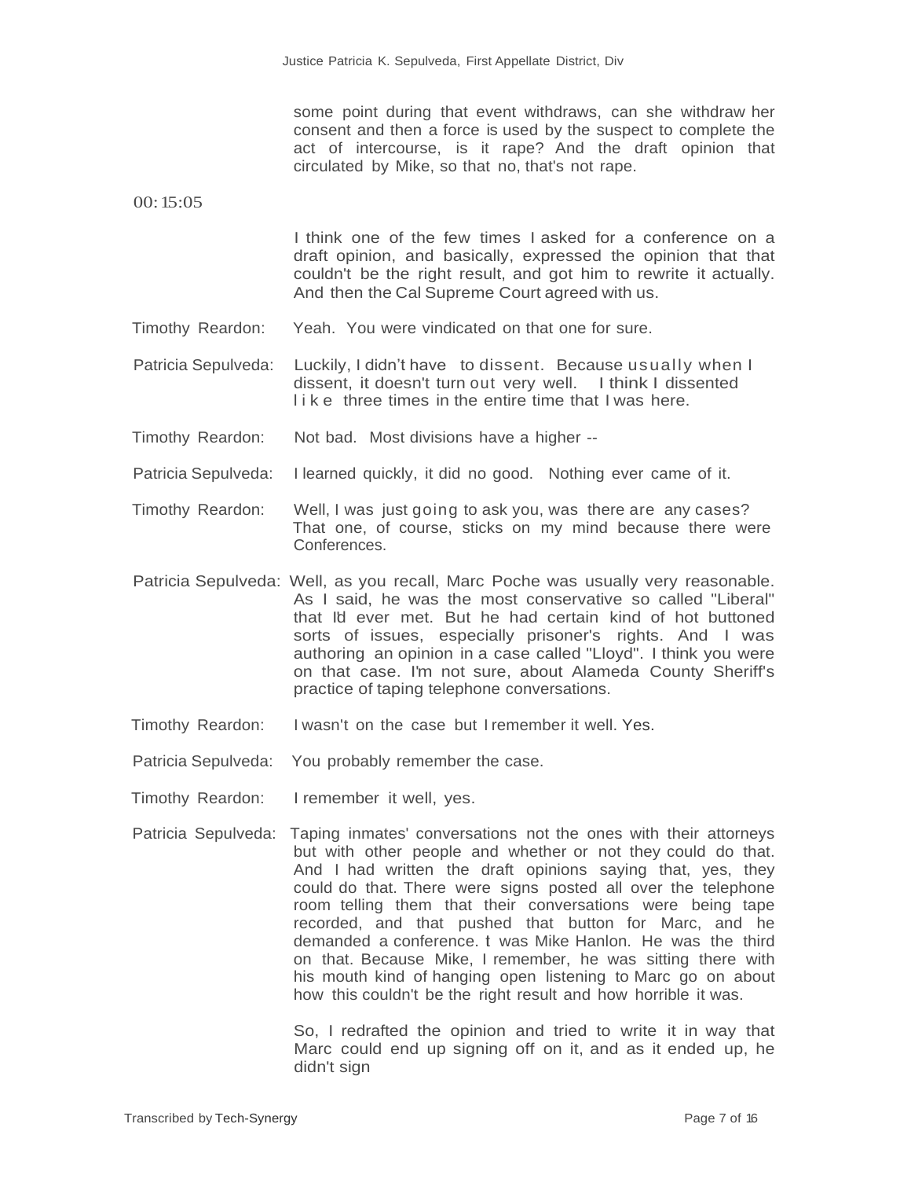some point during that event withdraws, can she withdraw her consent and then a force is used by the suspect to complete the act of intercourse, is it rape? And the draft opinion that circulated by Mike, so that no, that's not rape.

00:15:05

I think one of the few times I asked for a conference on a draft opinion, and basically, expressed the opinion that that couldn't be the right result, and got him to rewrite it actually. And then the Cal Supreme Court agreed with us.

Timothy Reardon: Yeah. You were vindicated on that one for sure.

Patricia Sepulveda: Luckily, I didn't have to dissent. Because usually when I dissent, it doesn't turn out very well. I think I dissented like three times in the entire time that I was here.

Timothy Reardon: Not bad. Most divisions have a higher --

Patricia Sepulveda: I learned quickly, it did no good. Nothing ever came of it.

Timothy Reardon: Well, I was just going to ask you, was there are any cases? That one, of course, sticks on my mind because there were Conferences.

Patricia Sepulveda: Well, as you recall, Marc Poche was usually very reasonable. As I said, he was the most conservative so called "Liberal" that I'd ever met. But he had certain kind of hot buttoned sorts of issues, especially prisoner's rights. And I was authoring an opinion in a case called "Lloyd". I think you were on that case. I'm not sure, about Alameda County Sheriff's practice of taping telephone conversations.

Timothy Reardon: I wasn't on the case but I remember it well. Yes.

Patricia Sepulveda: You probably remember the case.

Timothy Reardon: I remember it well, yes.

Patricia Sepulveda: Taping inmates' conversations not the ones with their attorneys but with other people and whether or not they could do that. And I had written the draft opinions saying that, yes, they could do that. There were signs posted all over the telephone room telling them that their conversations were being tape recorded, and that pushed that button for Marc, and he demanded a conference. t was Mike Hanlon. He was the third on that. Because Mike, I remember, he was sitting there with his mouth kind of hanging open listening to Marc go on about how this couldn't be the right result and how horrible it was.

So, I redrafted the opinion and tried to write it in way that Marc could end up signing off on it, and as it ended up, he didn't sign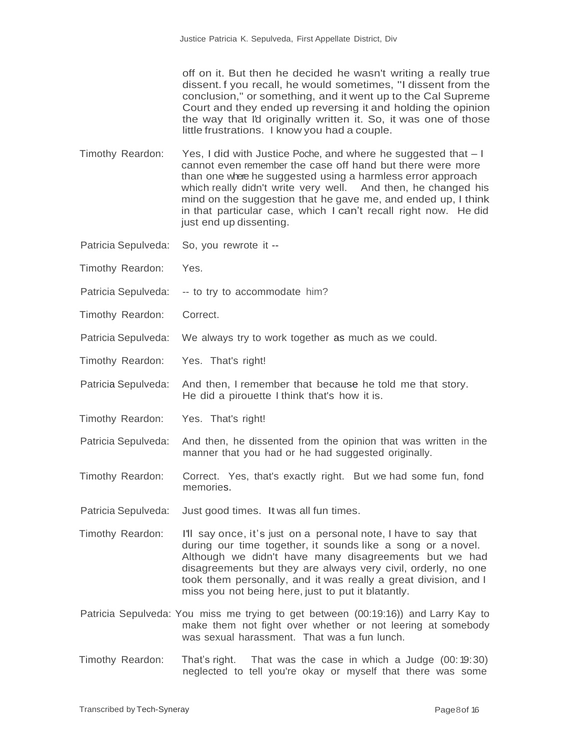off on it. But then he decided he wasn't writing a really true dissent. f you recall, he would sometimes, "I dissent from the conclusion," or something, and it went up to the Cal Supreme Court and they ended up reversing it and holding the opinion the way that I'd originally written it. So, it was one of those little frustrations. I know you had a couple.

Timothy Reardon: Yes, I did with Justice Poche, and where he suggested that – I cannot even remember the case off hand but there were more than one where he suggested using a harmless error approach which really didn't write very well. And then, he changed his mind on the suggestion that he gave me, and ended up, I think in that particular case, which I can't recall right now. He did just end up dissenting.

Patricia Sepulveda: So, you rewrote it --

Timothy Reardon: Yes.

Patricia Sepulveda: -- to try to accommodate him?

Timothy Reardon: Correct.

Patricia Sepulveda: We always try to work together as much as we could.

Timothy Reardon: Yes. That's right!

Patricia Sepulveda: And then, I remember that because he told me that story. He did a pirouette I think that's how it is.

Timothy Reardon: Yes. That's right!

Patricia Sepulveda: And then, he dissented from the opinion that was written in the manner that you had or he had suggested originally.

Timothy Reardon: Correct. Yes, that's exactly right. But we had some fun, fond memories.

Patricia Sepulveda: Just good times. It was all fun times.

Timothy Reardon: I'll say once, it's just on a personal note, I have to say that during our time together, it sounds like a song or a novel. Although we didn't have many disagreements but we had disagreements but they are always very civil, orderly, no one took them personally, and it was really a great division, and I miss you not being here, just to put it blatantly.

Patricia Sepulveda: You miss me trying to get between (00:19:16)) and Larry Kay to make them not fight over whether or not leering at somebody was sexual harassment. That was a fun lunch.

Timothy Reardon: That's right. That was the case in which a Judge (00:19:30) neglected to tell you're okay or myself that there was some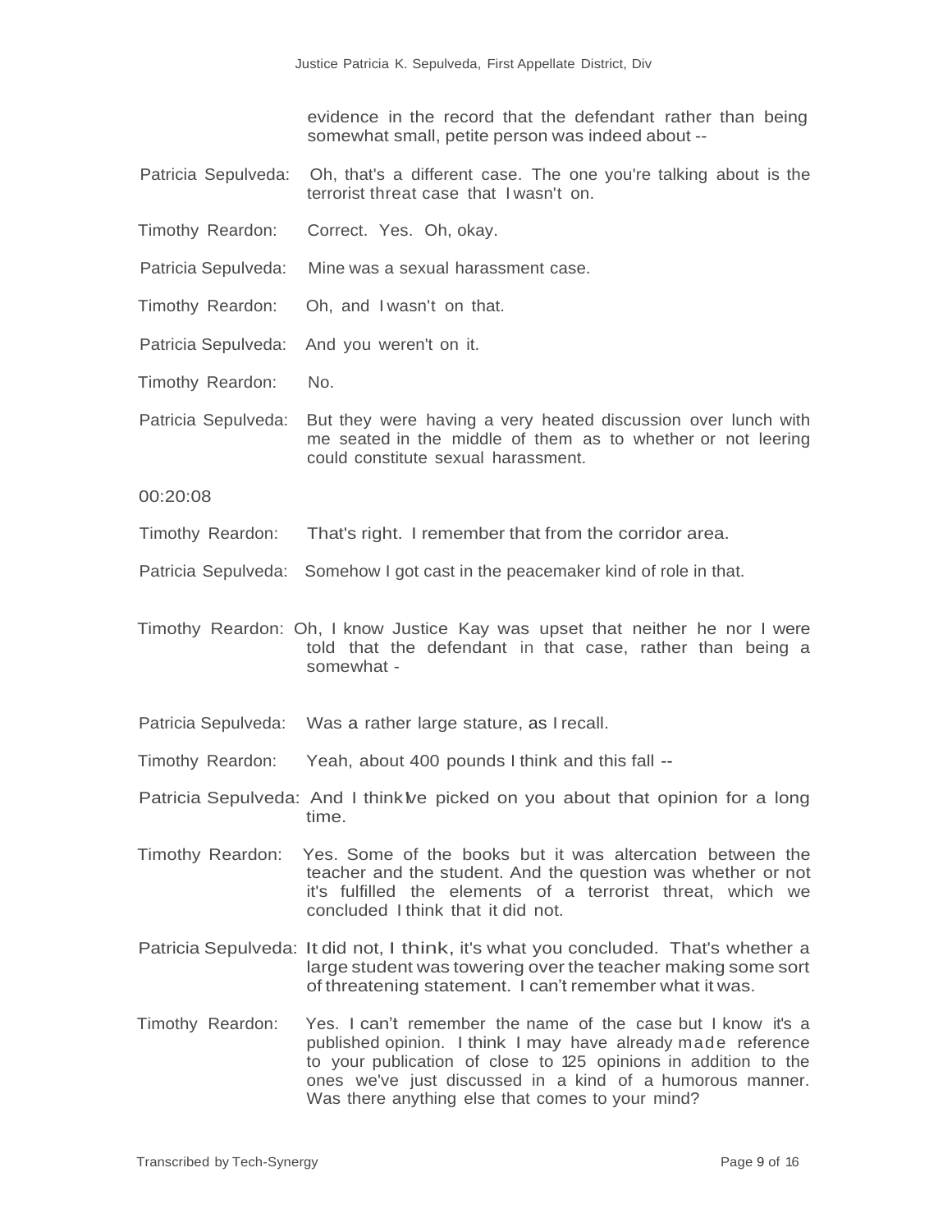evidence in the record that the defendant rather than being somewhat small, petite person was indeed about --

Patricia Sepulveda: Oh, that's a different case. The one you're talking about is the terrorist threat case that I wasn't on.

Timothy Reardon: Correct. Yes. Oh, okay.

Patricia Sepulveda: Mine was a sexual harassment case.

Timothy Reardon: Oh, and I wasn't on that.

Patricia Sepulveda: And you weren't on it.

Timothy Reardon: No.

Patricia Sepulveda: But they were having a very heated discussion over lunch with me seated in the middle of them as to whether or not leering could constitute sexual harassment.

00:20:08

Timothy Reardon: That's right. I remember that from the corridor area.

Patricia Sepulveda: Somehow I got cast in the peacemaker kind of role in that.

Timothy Reardon: Oh, I know Justice Kay was upset that neither he nor I were told that the defendant in that case, rather than being a somewhat -

Patricia Sepulveda: Was a rather large stature, as I recall.

Timothy Reardon: Yeah, about 400 pounds I think and this fall --

Patricia Sepulveda: And I think I've picked on you about that opinion for a long time.

Timothy Reardon: Yes. Some of the books but it was altercation between the teacher and the student. And the question was whether or not it's fulfilled the elements of a terrorist threat, which we concluded I think that it did not.

Patricia Sepulveda: It did not, I think, it's what you concluded. That's whether a large student was towering over the teacher making some sort of threatening statement. I can't remember what it was.

Timothy Reardon: Yes. I can't remember the name of the case but I know it's a published opinion. I think I may have already made reference to your publication of close to 125 opinions in addition to the ones we've just discussed in a kind of a humorous manner. Was there anything else that comes to your mind?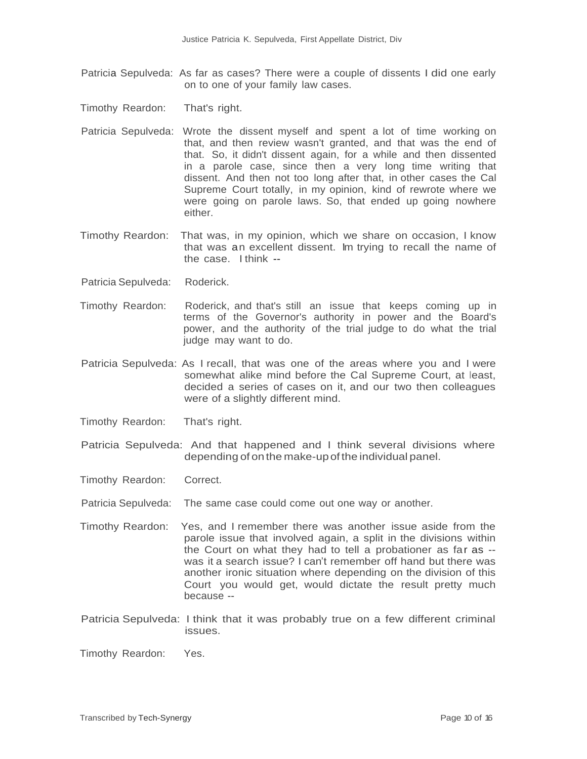Patricia Sepulveda: As far as cases? There were a couple of dissents I did one early on to one of your family law cases.

Timothy Reardon: That's right.

Patricia Sepulveda: Wrote the dissent myself and spent a lot of time working on that, and then review wasn't granted, and that was the end of that. So, it didn't dissent again, for a while and then dissented in a parole case, since then a very long time writing that dissent. And then not too long after that, in other cases the Cal Supreme Court totally, in my opinion, kind of rewrote where we were going on parole laws. So, that ended up going nowhere either.

Timothy Reardon: That was, in my opinion, which we share on occasion, I know that was an excellent dissent. Im trying to recall the name of the case. I think --

Patricia Sepulveda: Roderick.

Timothy Reardon: Roderick, and that's still an issue that keeps coming up in terms of the Governor's authority in power and the Board's power, and the authority of the trial judge to do what the trial judge may want to do.

Patricia Sepulveda: As I recall, that was one of the areas where you and I were somewhat alike mind before the Cal Supreme Court, at least, decided a series of cases on it, and our two then colleagues were of a slightly different mind.

Timothy Reardon: That's right.

Patricia Sepulveda: And that happened and I think several divisions where depending of on the make-up of the individual panel.

Timothy Reardon: Correct.

Patricia Sepulveda: The same case could come out one way or another.

Timothy Reardon: Yes, and I remember there was another issue aside from the parole issue that involved again, a split in the divisions within the Court on what they had to tell a probationer as far as -- was it a search issue? I can't remember off hand but there was another ironic situation where depending on the division of this Court you would get, would dictate the result pretty much because --

Patricia Sepulveda: I think that it was probably true on a few different criminal issues.

Timothy Reardon: Yes.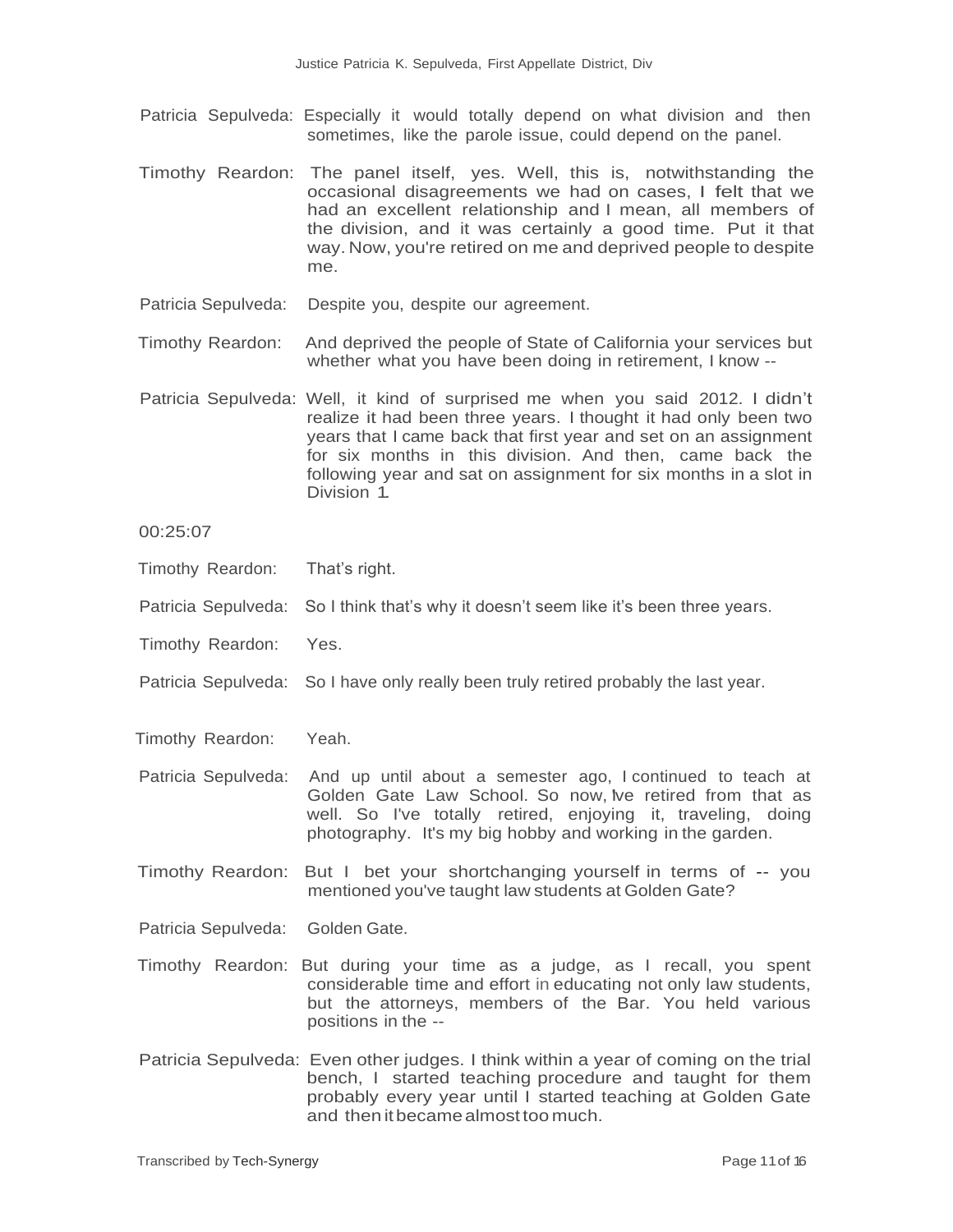Patricia Sepulveda: Especially it would totally depend on what division and then sometimes, like the parole issue, could depend on the panel.

Timothy Reardon: The panel itself, yes. Well, this is, notwithstanding the occasional disagreements we had on cases, I felt that we had an excellent relationship and I mean, all members of the division, and it was certainly a good time. Put it that way. Now, you're retired on me and deprived people to despite me.

Patricia Sepulveda: Despite you, despite our agreement.

Timothy Reardon: And deprived the people of State of California your services but whether what you have been doing in retirement, I know --

Patricia Sepulveda: Well, it kind of surprised me when you said 2012. I didn't realize it had been three years. I thought it had only been two years that I came back that first year and set on an assignment for six months in this division. And then, came back the following year and sat on assignment for six months in a slot in Division 1.

00:25:07

Timothy Reardon: That's right.

Patricia Sepulveda: So I think that's why it doesn't seem like it's been three years.

Timothy Reardon: Yes.

Patricia Sepulveda: So I have only really been truly retired probably the last year.

Timothy Reardon: Yeah.

Patricia Sepulveda: And up until about a semester ago, I continued to teach at Golden Gate Law School. So now, Ive retired from that as well. So I've totally retired, enjoying it, traveling, doing photography. It's my big hobby and working in the garden.

Timothy Reardon: But I bet your shortchanging yourself in terms of -- you mentioned you've taught law students at Golden Gate?

Patricia Sepulveda: Golden Gate.

Timothy Reardon: But during your time as a judge, as I recall, you spent considerable time and effort in educating not only law students, but the attorneys, members of the Bar. You held various positions in the --

Patricia Sepulveda: Even other judges. I think within a year of coming on the trial bench, I started teaching procedure and taught for them probably every year until I started teaching at Golden Gate and then it became almost too much.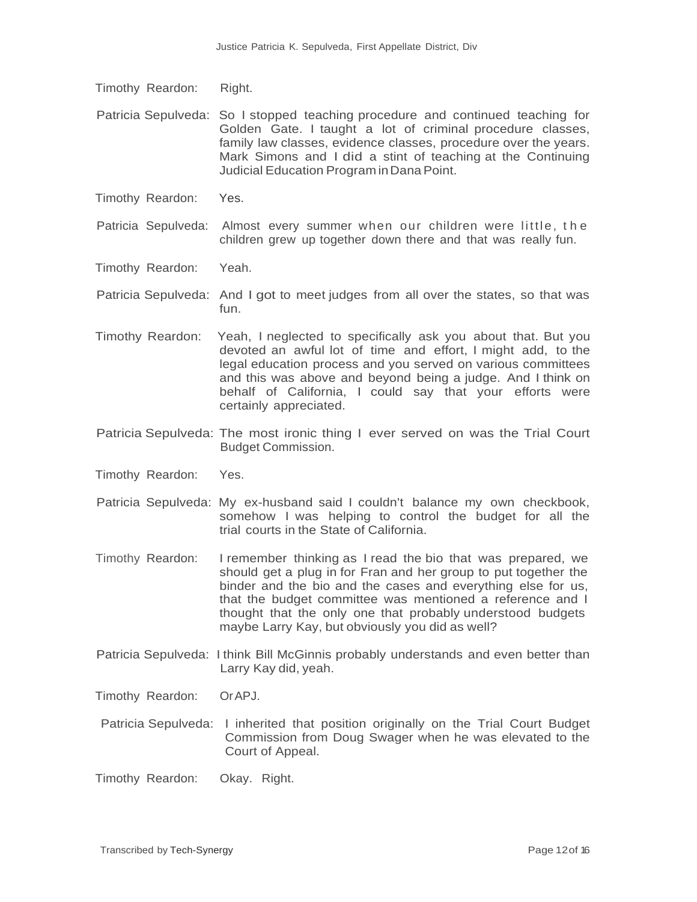Timothy Reardon: Right.

Patricia Sepulveda: So I stopped teaching procedure and continued teaching for Golden Gate. I taught a lot of criminal procedure classes, family law classes, evidence classes, procedure over the years. Mark Simons and I did a stint of teaching at the Continuing Judicial Education Program in Dana Point.

Timothy Reardon: Yes.

Patricia Sepulveda: Almost every summer when our children were little, the children grew up together down there and that was really fun.

Timothy Reardon: Yeah.

Patricia Sepulveda: And I got to meet judges from all over the states, so that was fun.

Timothy Reardon: Yeah, I neglected to specifically ask you about that. But you devoted an awful lot of time and effort, I might add, to the legal education process and you served on various committees and this was above and beyond being a judge. And I think on behalf of California, I could say that your efforts were certainly appreciated.

Patricia Sepulveda: The most ironic thing I ever served on was the Trial Court Budget Commission.

Timothy Reardon: Yes.

Patricia Sepulveda: My ex-husband said I couldn't balance my own checkbook, somehow I was helping to control the budget for all the trial courts in the State of California.

Timothy Reardon: I remember thinking as I read the bio that was prepared, we should get a plug in for Fran and her group to put together the binder and the bio and the cases and everything else for us, that the budget committee was mentioned a reference and I thought that the only one that probably understood budgets maybe Larry Kay, but obviously you did as well?

Patricia Sepulveda: I think Bill McGinnis probably understands and even better than Larry Kay did, yeah.

Timothy Reardon: Or APJ.

Patricia Sepulveda: I inherited that position originally on the Trial Court Budget Commission from Doug Swager when he was elevated to the Court of Appeal.

Timothy Reardon: Okay. Right.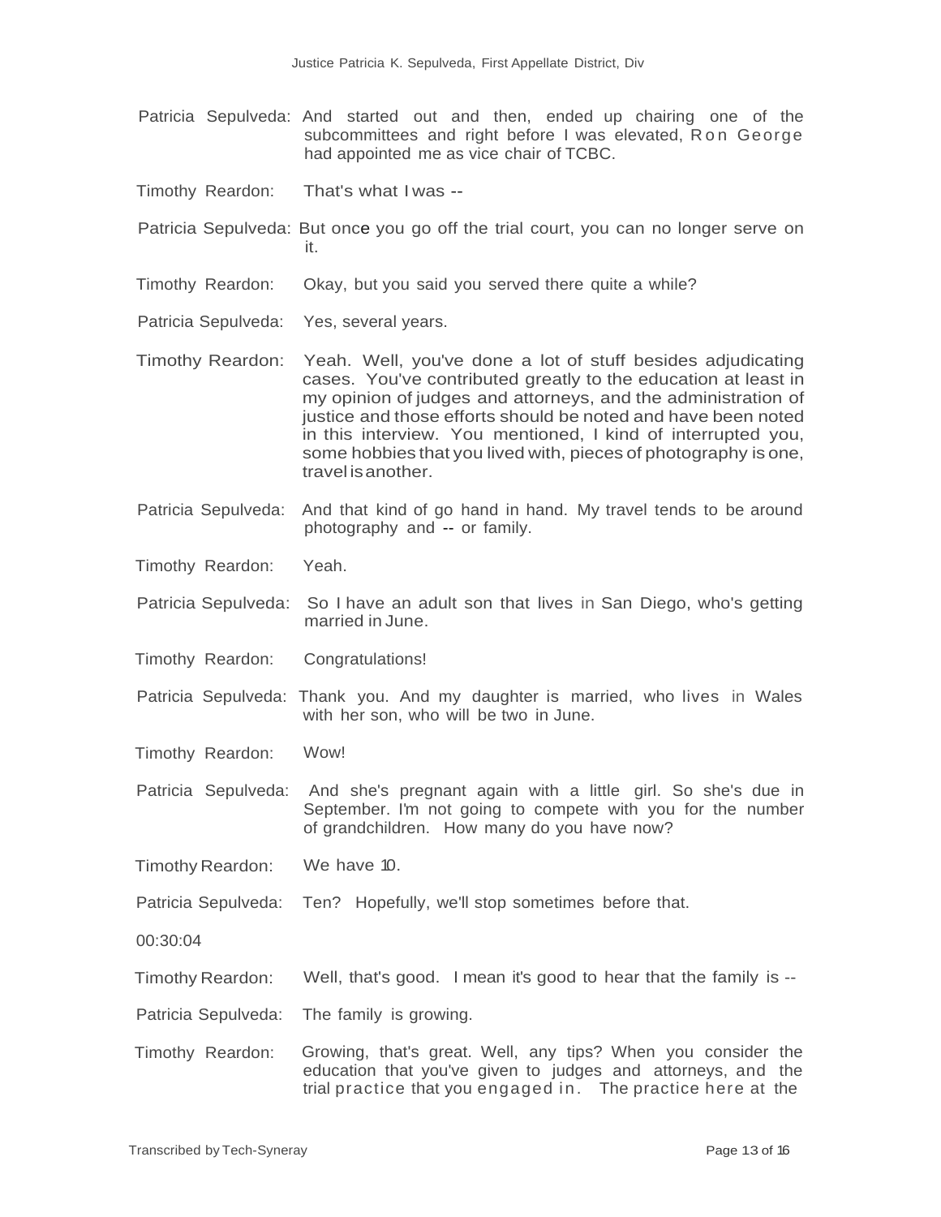Patricia Sepulveda: And started out and then, ended up chairing one of the subcommittees and right before I was elevated, Ron George had appointed me as vice chair of TCBC.

Timothy Reardon: That's what I was --

Patricia Sepulveda: But once you go off the trial court, you can no longer serve on it.

Timothy Reardon: Okay, but you said you served there quite a while?

Patricia Sepulveda: Yes, several years.

Timothy Reardon: Yeah. Well, you've done a lot of stuff besides adjudicating cases. You've contributed greatly to the education at least in my opinion of judges and attorneys, and the administration of justice and those efforts should be noted and have been noted in this interview. You mentioned, I kind of interrupted you, some hobbies that you lived with, pieces of photography is one, travel is another.

Patricia Sepulveda: And that kind of go hand in hand. My travel tends to be around photography and -- or family.

Timothy Reardon: Yeah.

Patricia Sepulveda: So I have an adult son that lives in San Diego, who's getting married in June.

Timothy Reardon: Congratulations!

Patricia Sepulveda: Thank you. And my daughter is married, who lives in Wales with her son, who will be two in June.

Timothy Reardon: Wow!

Patricia Sepulveda: And she's pregnant again with a little girl. So she's due in September. I'm not going to compete with you for the number of grandchildren. How many do you have now?

Timothy Reardon: We have 10.

Patricia Sepulveda: Ten? Hopefully, we'll stop sometimes before that.

00:30:04

Timothy Reardon: Well, that's good. I mean it's good to hear that the family is --

Patricia Sepulveda: The family is growing.

Timothy Reardon: Growing, that's great. Well, any tips? When you consider the education that you've given to judges and attorneys, and the trial practice that you engaged in. The practice here at the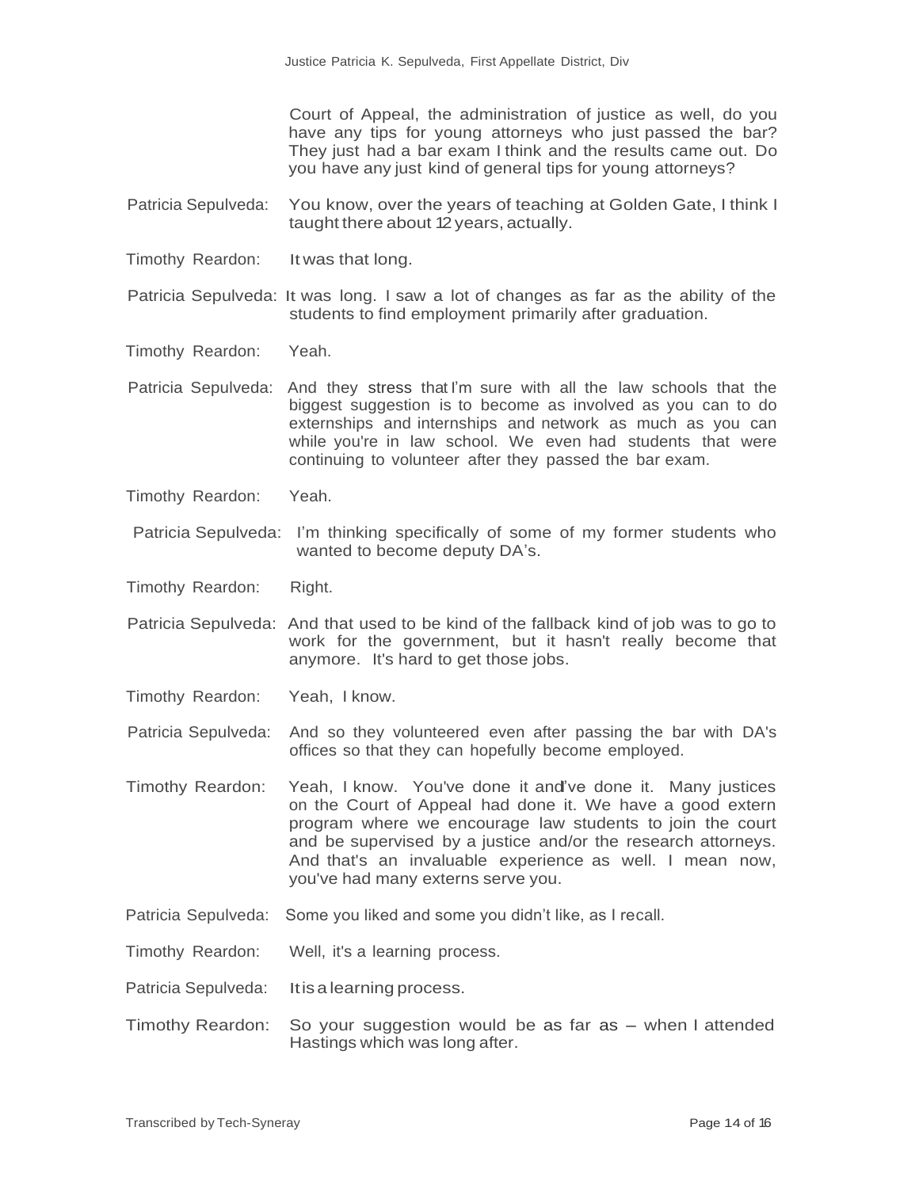Court of Appeal, the administration of justice as well, do you have any tips for young attorneys who just passed the bar? They just had a bar exam I think and the results came out. Do you have any just kind of general tips for young attorneys?

Patricia Sepulveda: You know, over the years of teaching at Golden Gate, I think I taught there about 12 years, actually.

Timothy Reardon: It was that long.

Patricia Sepulveda: It was long. I saw a lot of changes as far as the ability of the students to find employment primarily after graduation.

Timothy Reardon: Yeah.

Patricia Sepulveda: And they stress that I'm sure with all the law schools that the biggest suggestion is to become as involved as you can to do externships and internships and network as much as you can while you're in law school. We even had students that were continuing to volunteer after they passed the bar exam.

Timothy Reardon: Yeah.

Patricia Sepulveda: I'm thinking specifically of some of my former students who wanted to become deputy DA's.

Timothy Reardon: Right.

Patricia Sepulveda: And that used to be kind of the fallback kind of job was to go to work for the government, but it hasn't really become that anymore. It's hard to get those jobs.

Timothy Reardon: Yeah, I know.

Patricia Sepulveda: And so they volunteered even after passing the bar with DA's offices so that they can hopefully become employed.

Timothy Reardon: Yeah, I know. You've done it and I've done it. Many justices on the Court of Appeal had done it. We have a good extern program where we encourage law students to join the court and be supervised by a justice and/or the research attorneys. And that's an invaluable experience as well. I mean now, you've had many externs serve you.

Patricia Sepulveda: Some you liked and some you didn't like, as I recall.

Timothy Reardon: Well, it's a learning process.

Patricia Sepulveda: It is a learning process.

Timothy Reardon: So your suggestion would be as far as – when I attended Hastings which was long after.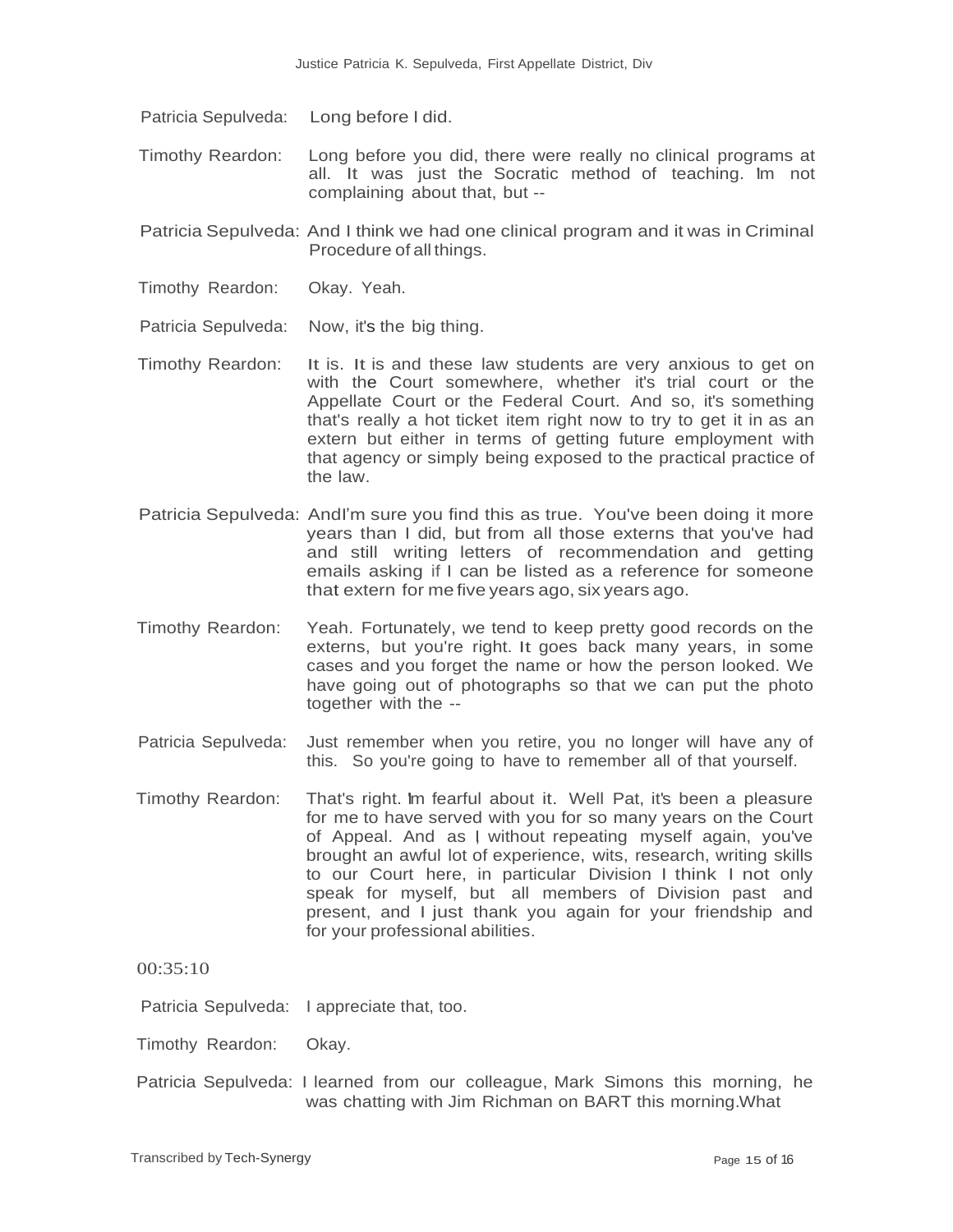Patricia Sepulveda: Long before I did.

Timothy Reardon: Long before you did, there were really no clinical programs at all. It was just the Socratic method of teaching. Im not complaining about that, but --

Patricia Sepulveda: And I think we had one clinical program and it was in Criminal Procedure of all things.

Timothy Reardon: Okay. Yeah.

Patricia Sepulveda: Now, it's the big thing.

Timothy Reardon: It is. It is and these law students are very anxious to get on with the Court somewhere, whether it's trial court or the Appellate Court or the Federal Court. And so, it's something that's really a hot ticket item right now to try to get it in as an extern but either in terms of getting future employment with that agency or simply being exposed to the practical practice of the law.

Patricia Sepulveda: AndI'm sure you find this as true. You've been doing it more years than I did, but from all those externs that you've had and still writing letters of recommendation and getting emails asking if I can be listed as a reference for someone that extern for me five years ago, six years ago.

Timothy Reardon: Yeah. Fortunately, we tend to keep pretty good records on the externs, but you're right. It goes back many years, in some cases and you forget the name or how the person looked. We have going out of photographs so that we can put the photo together with the --

Patricia Sepulveda: Just remember when you retire, you no longer will have any of this. So you're going to have to remember all of that yourself.

Timothy Reardon: That's right. Im fearful about it. Well Pat, it's been a pleasure for me to have served with you for so many years on the Court of Appeal. And as I without repeating myself again, you've brought an awful lot of experience, wits, research, writing skills to our Court here, in particular Division I think I not only speak for myself, but all members of Division past and present, and I just thank you again for your friendship and for your professional abilities.

00:35:10

Patricia Sepulveda: I appreciate that, too.

Timothy Reardon: Okay.

Patricia Sepulveda: I learned from our colleague, Mark Simons this morning, he was chatting with Jim Richman on BART this morning.What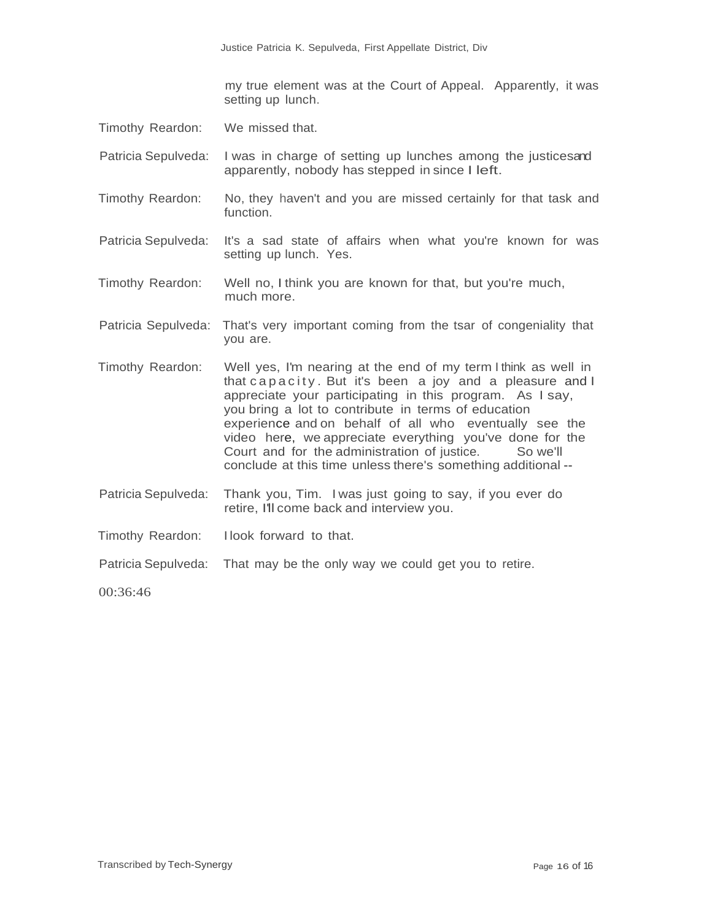my true element was at the Court of Appeal. Apparently, it was setting up lunch.

Timothy Reardon: We missed that.

Patricia Sepulveda: I was in charge of setting up lunches among the justices and apparently, nobody has stepped in since I left.

Timothy Reardon: No, they haven't and you are missed certainly for that task and function.

Patricia Sepulveda: It's a sad state of affairs when what you're known for was setting up lunch. Yes.

Timothy Reardon: Well no, I think you are known for that, but you're much, much more.

Patricia Sepulveda: That's very important coming from the tsar of congeniality that you are.

Timothy Reardon: Well yes, I'm nearing at the end of my term I think as well in that capacity. But it's been a joy and a pleasure and I appreciate your participating in this program. As I say, you bring a lot to contribute in terms of education experience and on behalf of all who eventually see the video here, we appreciate everything you've done for the Court and for the administration of justice. So we'll conclude at this time unless there's something additional --

Patricia Sepulveda: Thank you, Tim. I was just going to say, if you ever do retire, I'll come back and interview you.

Timothy Reardon: I look forward to that.

Patricia Sepulveda: That may be the only way we could get you to retire.

00:36:46